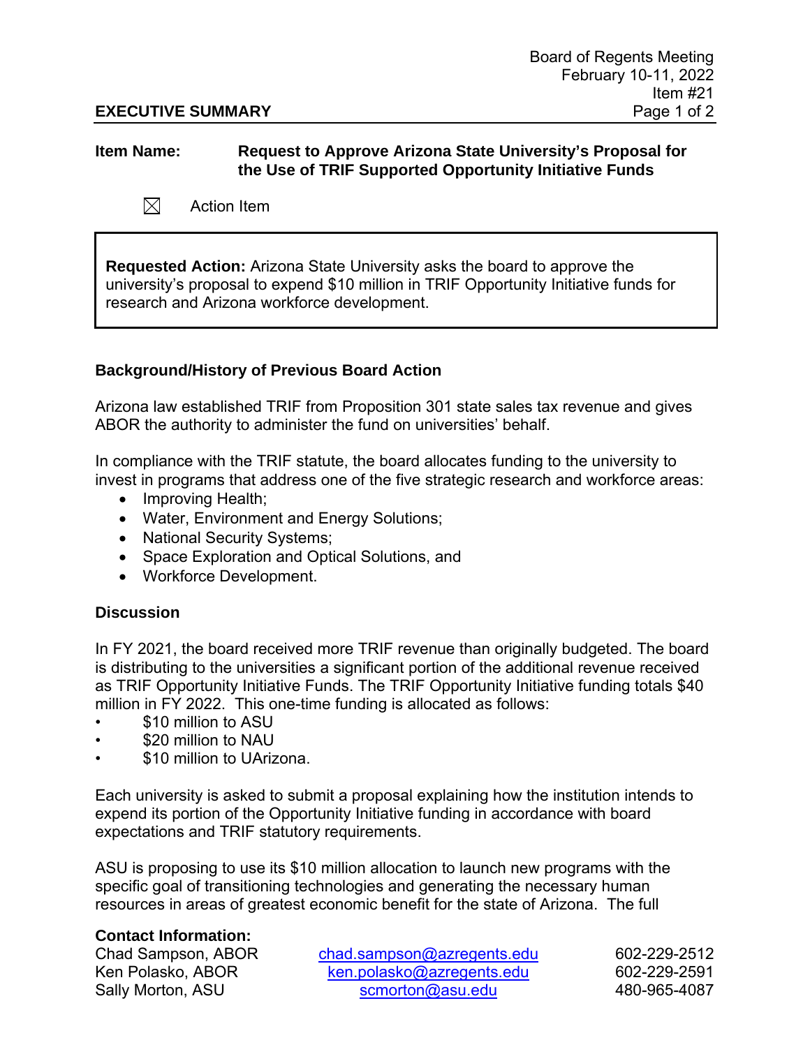Board of Regents Meeting
February 10-11, 2022
Item #21

**EXECUTIVE SUMMARY**

**Item Name:** **Request to Approve Arizona State University's Proposal for the Use of TRIF Supported Opportunity Initiative Funds**

☒ Action Item

**Requested Action:** Arizona State University asks the board to approve the university's proposal to expend $10 million in TRIF Opportunity Initiative funds for research and Arizona workforce development.

### Background/History of Previous Board Action

Arizona law established TRIF from Proposition 301 state sales tax revenue and gives ABOR the authority to administer the fund on universities' behalf.

In compliance with the TRIF statute, the board allocates funding to the university to invest in programs that address one of the five strategic research and workforce areas:

- Improving Health;
- Water, Environment and Energy Solutions;
- National Security Systems;
- Space Exploration and Optical Solutions, and
- Workforce Development.

### Discussion

In FY 2021, the board received more TRIF revenue than originally budgeted. The board is distributing to the universities a significant portion of the additional revenue received as TRIF Opportunity Initiative Funds. The TRIF Opportunity Initiative funding totals $40 million in FY 2022. This one-time funding is allocated as follows:

- $10 million to ASU
- $20 million to NAU
- $10 million to UArizona.

Each university is asked to submit a proposal explaining how the institution intends to expend its portion of the Opportunity Initiative funding in accordance with board expectations and TRIF statutory requirements.

ASU is proposing to use its $10 million allocation to launch new programs with the specific goal of transitioning technologies and generating the necessary human resources in areas of greatest economic benefit for the state of Arizona. The full

**Contact Information:**

| Name | Email | Phone |
|---|---|---|
| Chad Sampson, ABOR | chad.sampson@azregents.edu | 602-229-2512 |
| Ken Polasko, ABOR | ken.polasko@azregents.edu | 602-229-2591 |
| Sally Morton, ASU | scmorton@asu.edu | 480-965-4087 |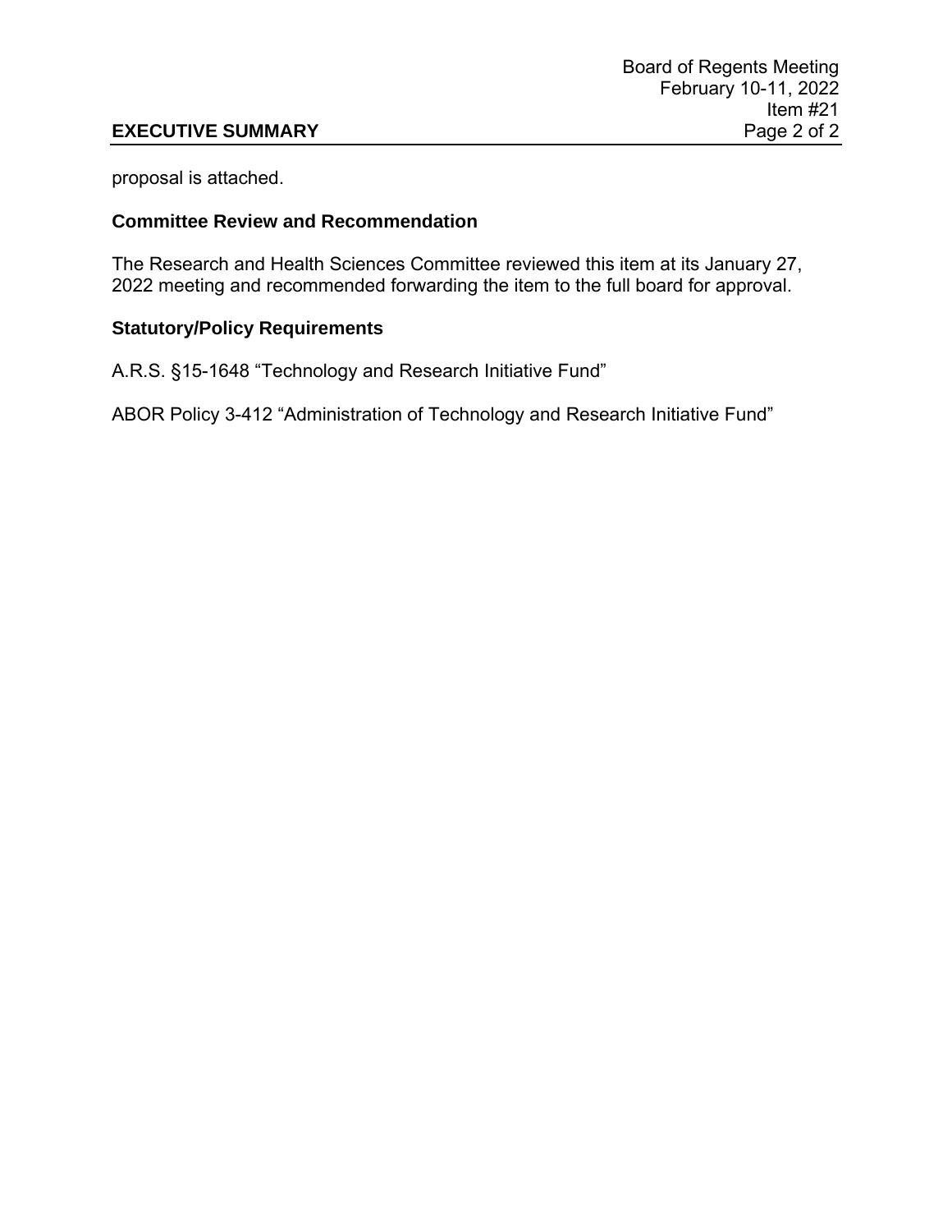proposal is attached.

## Committee Review and Recommendation

The Research and Health Sciences Committee reviewed this item at its January 27, 2022 meeting and recommended forwarding the item to the full board for approval.

## Statutory/Policy Requirements

A.R.S. §15-1648 “Technology and Research Initiative Fund”

ABOR Policy 3-412 “Administration of Technology and Research Initiative Fund”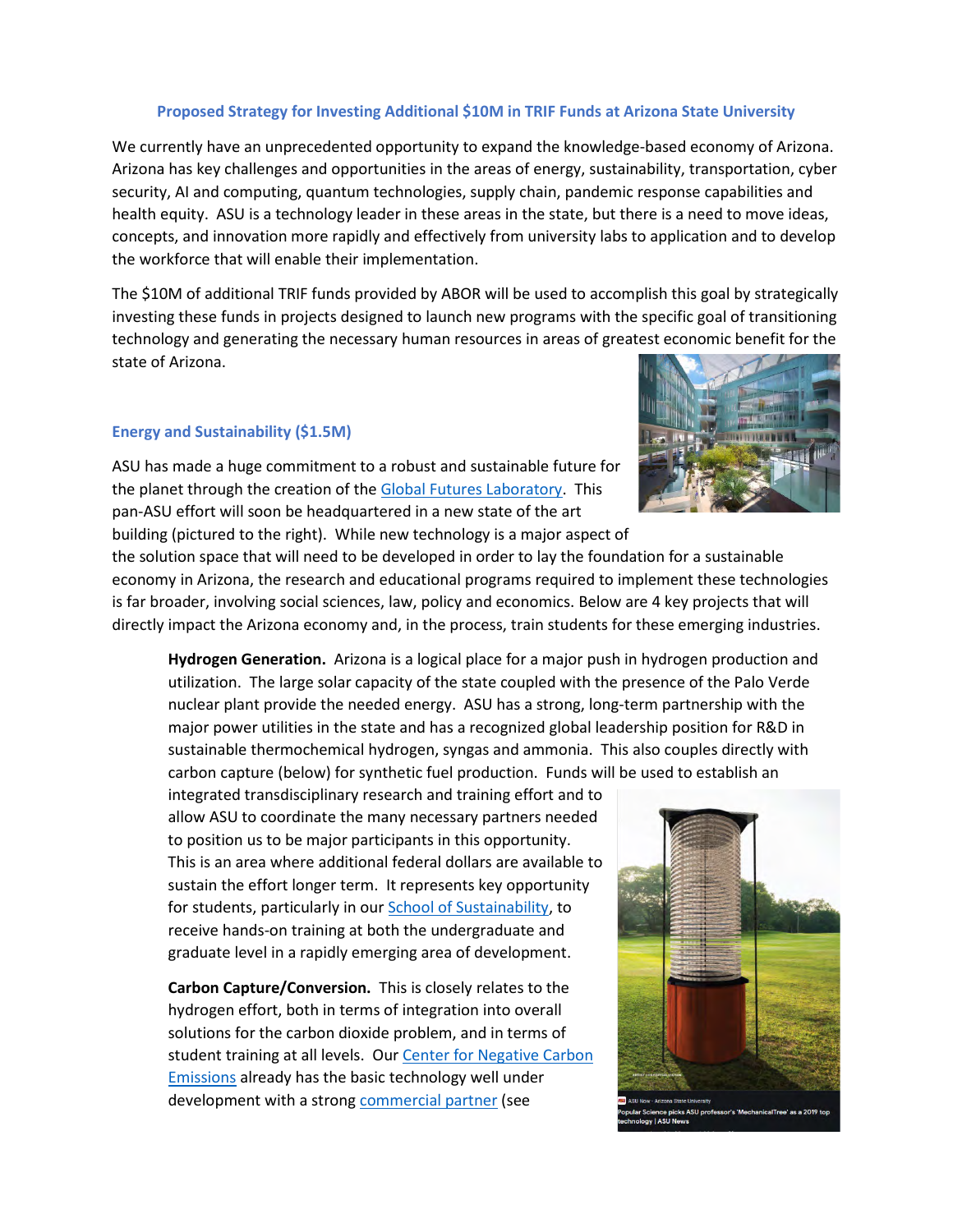## Proposed Strategy for Investing Additional $10M in TRIF Funds at Arizona State University

We currently have an unprecedented opportunity to expand the knowledge-based economy of Arizona. Arizona has key challenges and opportunities in the areas of energy, sustainability, transportation, cyber security, AI and computing, quantum technologies, supply chain, pandemic response capabilities and health equity. ASU is a technology leader in these areas in the state, but there is a need to move ideas, concepts, and innovation more rapidly and effectively from university labs to application and to develop the workforce that will enable their implementation.

The $10M of additional TRIF funds provided by ABOR will be used to accomplish this goal by strategically investing these funds in projects designed to launch new programs with the specific goal of transitioning technology and generating the necessary human resources in areas of greatest economic benefit for the state of Arizona.

### Energy and Sustainability ($1.5M)

ASU has made a huge commitment to a robust and sustainable future for the planet through the creation of the Global Futures Laboratory. This pan-ASU effort will soon be headquartered in a new state of the art building (pictured to the right). While new technology is a major aspect of the solution space that will need to be developed in order to lay the foundation for a sustainable economy in Arizona, the research and educational programs required to implement these technologies is far broader, involving social sciences, law, policy and economics. Below are 4 key projects that will directly impact the Arizona economy and, in the process, train students for these emerging industries.

**Hydrogen Generation.** Arizona is a logical place for a major push in hydrogen production and utilization. The large solar capacity of the state coupled with the presence of the Palo Verde nuclear plant provide the needed energy. ASU has a strong, long-term partnership with the major power utilities in the state and has a recognized global leadership position for R&D in sustainable thermochemical hydrogen, syngas and ammonia. This also couples directly with carbon capture (below) for synthetic fuel production. Funds will be used to establish an integrated transdisciplinary research and training effort and to allow ASU to coordinate the many necessary partners needed to position us to be major participants in this opportunity. This is an area where additional federal dollars are available to sustain the effort longer term. It represents key opportunity for students, particularly in our School of Sustainability, to receive hands-on training at both the undergraduate and graduate level in a rapidly emerging area of development.

ASU Now - Arizona State University
Popular Science picks ASU professor's 'MechanicalTree' as a 2019 top technology | ASU News

**Carbon Capture/Conversion.** This is closely relates to the hydrogen effort, both in terms of integration into overall solutions for the carbon dioxide problem, and in terms of student training at all levels. Our Center for Negative Carbon Emissions already has the basic technology well under development with a strong commercial partner (see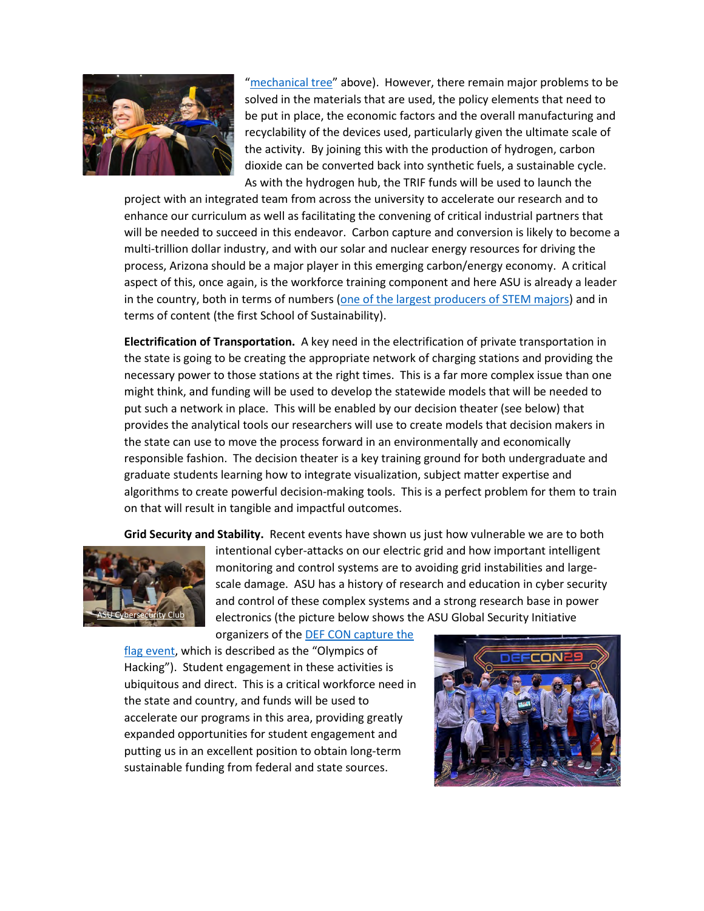"mechanical tree" above). However, there remain major problems to be solved in the materials that are used, the policy elements that need to be put in place, the economic factors and the overall manufacturing and recyclability of the devices used, particularly given the ultimate scale of the activity. By joining this with the production of hydrogen, carbon dioxide can be converted back into synthetic fuels, a sustainable cycle. As with the hydrogen hub, the TRIF funds will be used to launch the project with an integrated team from across the university to accelerate our research and to enhance our curriculum as well as facilitating the convening of critical industrial partners that will be needed to succeed in this endeavor. Carbon capture and conversion is likely to become a multi-trillion dollar industry, and with our solar and nuclear energy resources for driving the process, Arizona should be a major player in this emerging carbon/energy economy. A critical aspect of this, once again, is the workforce training component and here ASU is already a leader in the country, both in terms of numbers (one of the largest producers of STEM majors) and in terms of content (the first School of Sustainability).

**Electrification of Transportation.** A key need in the electrification of private transportation in the state is going to be creating the appropriate network of charging stations and providing the necessary power to those stations at the right times. This is a far more complex issue than one might think, and funding will be used to develop the statewide models that will be needed to put such a network in place. This will be enabled by our decision theater (see below) that provides the analytical tools our researchers will use to create models that decision makers in the state can use to move the process forward in an environmentally and economically responsible fashion. The decision theater is a key training ground for both undergraduate and graduate students learning how to integrate visualization, subject matter expertise and algorithms to create powerful decision-making tools. This is a perfect problem for them to train on that will result in tangible and impactful outcomes.

**Grid Security and Stability.** Recent events have shown us just how vulnerable we are to both intentional cyber-attacks on our electric grid and how important intelligent monitoring and control systems are to avoiding grid instabilities and large-scale damage. ASU has a history of research and education in cyber security and control of these complex systems and a strong research base in power electronics (the picture below shows the ASU Global Security Initiative organizers of the DEF CON capture the flag event, which is described as the "Olympics of Hacking"). Student engagement in these activities is ubiquitous and direct. This is a critical workforce need in the state and country, and funds will be used to accelerate our programs in this area, providing greatly expanded opportunities for student engagement and putting us in an excellent position to obtain long-term sustainable funding from federal and state sources.

ASU Cybersecurity Club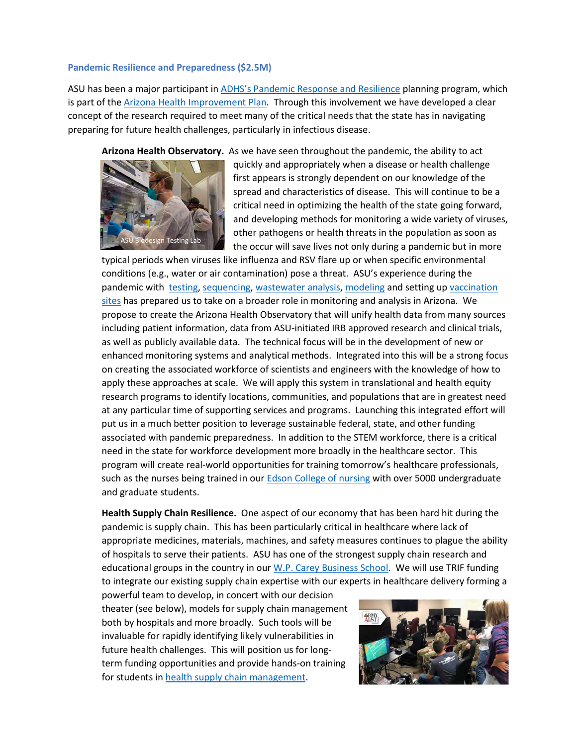### Pandemic Resilience and Preparedness ($2.5M)

ASU has been a major participant in ADHS's Pandemic Response and Resilience planning program, which is part of the Arizona Health Improvement Plan. Through this involvement we have developed a clear concept of the research required to meet many of the critical needs that the state has in navigating preparing for future health challenges, particularly in infectious disease.

**Arizona Health Observatory.** As we have seen throughout the pandemic, the ability to act quickly and appropriately when a disease or health challenge first appears is strongly dependent on our knowledge of the spread and characteristics of disease. This will continue to be a critical need in optimizing the health of the state going forward, and developing methods for monitoring a wide variety of viruses, other pathogens or health threats in the population as soon as the occur will save lives not only during a pandemic but in more typical periods when viruses like influenza and RSV flare up or when specific environmental conditions (e.g., water or air contamination) pose a threat. ASU's experience during the pandemic with testing, sequencing, wastewater analysis, modeling and setting up vaccination sites has prepared us to take on a broader role in monitoring and analysis in Arizona. We propose to create the Arizona Health Observatory that will unify health data from many sources including patient information, data from ASU-initiated IRB approved research and clinical trials, as well as publicly available data. The technical focus will be in the development of new or enhanced monitoring systems and analytical methods. Integrated into this will be a strong focus on creating the associated workforce of scientists and engineers with the knowledge of how to apply these approaches at scale. We will apply this system in translational and health equity research programs to identify locations, communities, and populations that are in greatest need at any particular time of supporting services and programs. Launching this integrated effort will put us in a much better position to leverage sustainable federal, state, and other funding associated with pandemic preparedness. In addition to the STEM workforce, there is a critical need in the state for workforce development more broadly in the healthcare sector. This program will create real-world opportunities for training tomorrow's healthcare professionals, such as the nurses being trained in our Edson College of nursing with over 5000 undergraduate and graduate students.

ASU Biodesign Testing Lab

**Health Supply Chain Resilience.** One aspect of our economy that has been hard hit during the pandemic is supply chain. This has been particularly critical in healthcare where lack of appropriate medicines, materials, machines, and safety measures continues to plague the ability of hospitals to serve their patients. ASU has one of the strongest supply chain research and educational groups in the country in our W.P. Carey Business School. We will use TRIF funding to integrate our existing supply chain expertise with our experts in healthcare delivery forming a powerful team to develop, in concert with our decision theater (see below), models for supply chain management both by hospitals and more broadly. Such tools will be invaluable for rapidly identifying likely vulnerabilities in future health challenges. This will position us for long-term funding opportunities and provide hands-on training for students in health supply chain management.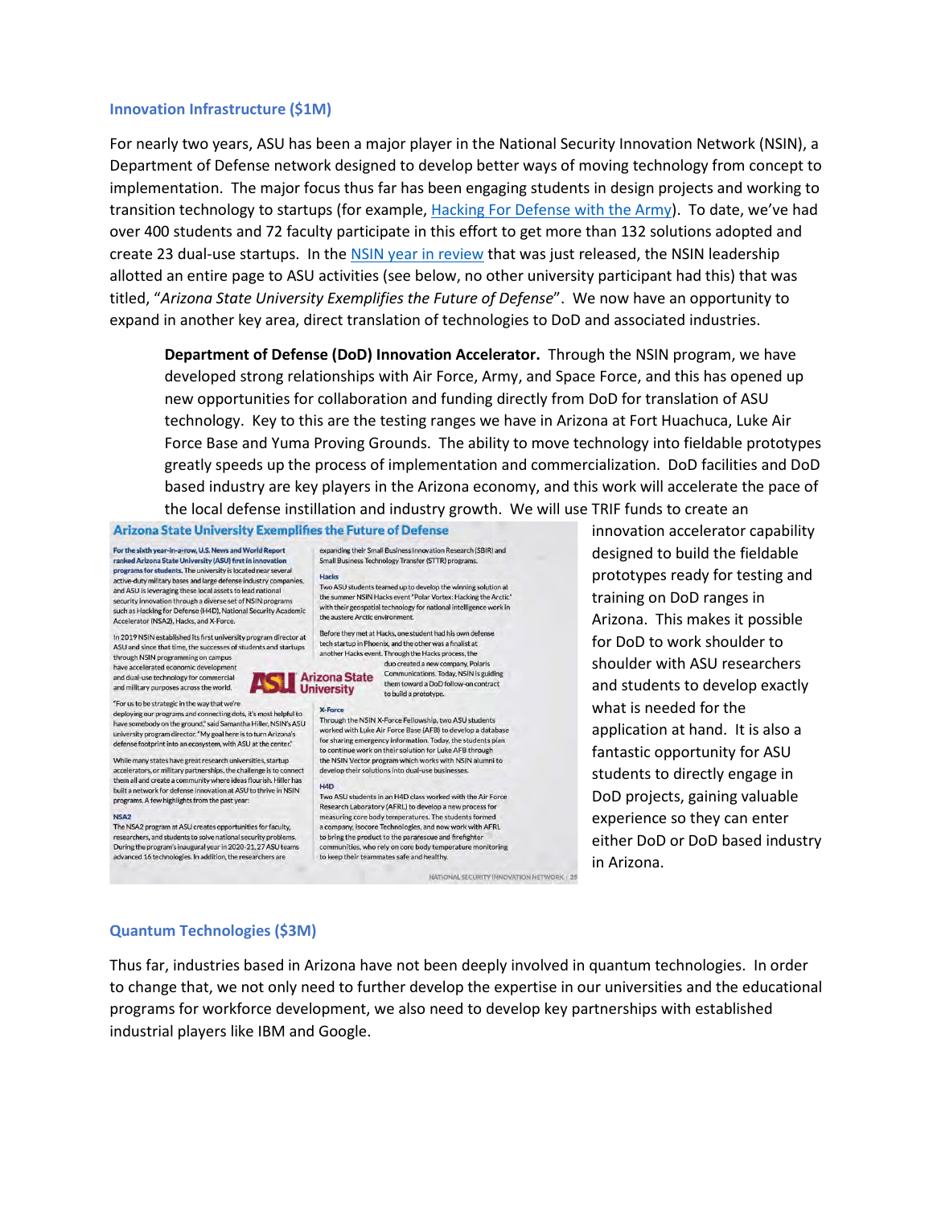### Innovation Infrastructure ($1M)

For nearly two years, ASU has been a major player in the National Security Innovation Network (NSIN), a Department of Defense network designed to develop better ways of moving technology from concept to implementation. The major focus thus far has been engaging students in design projects and working to transition technology to startups (for example, Hacking For Defense with the Army). To date, we've had over 400 students and 72 faculty participate in this effort to get more than 132 solutions adopted and create 23 dual-use startups. In the NSIN year in review that was just released, the NSIN leadership allotted an entire page to ASU activities (see below, no other university participant had this) that was titled, "*Arizona State University Exemplifies the Future of Defense*". We now have an opportunity to expand in another key area, direct translation of technologies to DoD and associated industries.

> **Department of Defense (DoD) Innovation Accelerator.** Through the NSIN program, we have developed strong relationships with Air Force, Army, and Space Force, and this has opened up new opportunities for collaboration and funding directly from DoD for translation of ASU technology. Key to this are the testing ranges we have in Arizona at Fort Huachuca, Luke Air Force Base and Yuma Proving Grounds. The ability to move technology into fieldable prototypes greatly speeds up the process of implementation and commercialization. DoD facilities and DoD based industry are key players in the Arizona economy, and this work will accelerate the pace of the local defense instillation and industry growth. We will use TRIF funds to create an innovation accelerator capability designed to build the fieldable prototypes ready for testing and training on DoD ranges in Arizona. This makes it possible for DoD to work shoulder to shoulder with ASU researchers and students to develop exactly what is needed for the application at hand. It is also a fantastic opportunity for ASU students to directly engage in DoD projects, gaining valuable experience so they can enter either DoD or DoD based industry in Arizona.

**Arizona State University Exemplifies the Future of Defense**

**For the sixth year-in-a-row, U.S. News and World Report ranked Arizona State University (ASU) first in innovation programs for students.** The university is located near several active-duty military bases and large defense industry companies, and ASU is leveraging these local assets to lead national security innovation through a diverse set of NSIN programs such as Hacking for Defense (H4D), National Security Academic Accelerator (NSA2), Hacks, and X-Force.

In 2019 NSIN established its first university program director at ASU and since that time, the successes of students and startups through NSIN programming on campus have accelerated economic development and dual-use technology for commercial and military purposes across the world.

"For us to be strategic in the way that we're deploying our programs and connecting dots, it's most helpful to have somebody on the ground," said Samantha Hiller, NSIN's ASU university program director. "My goal here is to turn Arizona's defense footprint into an ecosystem, with ASU at the center."

While many states have great research universities, startup accelerators, or military partnerships, the challenge is to connect them all and create a community where ideas flourish. Hiller has built a network for defense innovation at ASU to thrive in NSIN programs. A few highlights from the past year:

**NSA2**
The NSA2 program at ASU creates opportunities for faculty, researchers, and students to solve national security problems. During the program's inaugural year in 2020-21, 27 ASU teams advanced 16 technologies. In addition, the researchers are expanding their Small Business Innovation Research (SBIR) and Small Business Technology Transfer (STTR) programs.

**Hacks**
Two ASU students teamed up to develop the winning solution at the summer NSIN Hacks event "Polar Vortex: Hacking the Arctic" with their geospatial technology for national intelligence work in the austere Arctic environment.

Before they met at Hacks, one student had his own defense tech startup in Phoenix, and the other was a finalist at another Hacks event. Through the Hacks process, the duo created a new company, Polaris Communications. Today, NSIN is guiding them toward a DoD follow-on contract to build a prototype.

**X-Force**
Through the NSIN X-Force Fellowship, two ASU students worked with Luke Air Force Base (AFB) to develop a database for sharing emergency information. Today, the students plan to continue work on their solution for Luke AFB through the NSIN Vector program which works with NSIN alumni to develop their solutions into dual-use businesses.

**H4D**
Two ASU students in an H4D class worked with the Air Force Research Laboratory (AFRL) to develop a new process for measuring core body temperatures. The students formed a company, Isocore Technologies, and now work with AFRL to bring the product to the pararescue and firefighter communities, who rely on core body temperature monitoring to keep their teammates safe and healthy.

NATIONAL SECURITY INNOVATION NETWORK | 29

### Quantum Technologies ($3M)

Thus far, industries based in Arizona have not been deeply involved in quantum technologies. In order to change that, we not only need to further develop the expertise in our universities and the educational programs for workforce development, we also need to develop key partnerships with established industrial players like IBM and Google.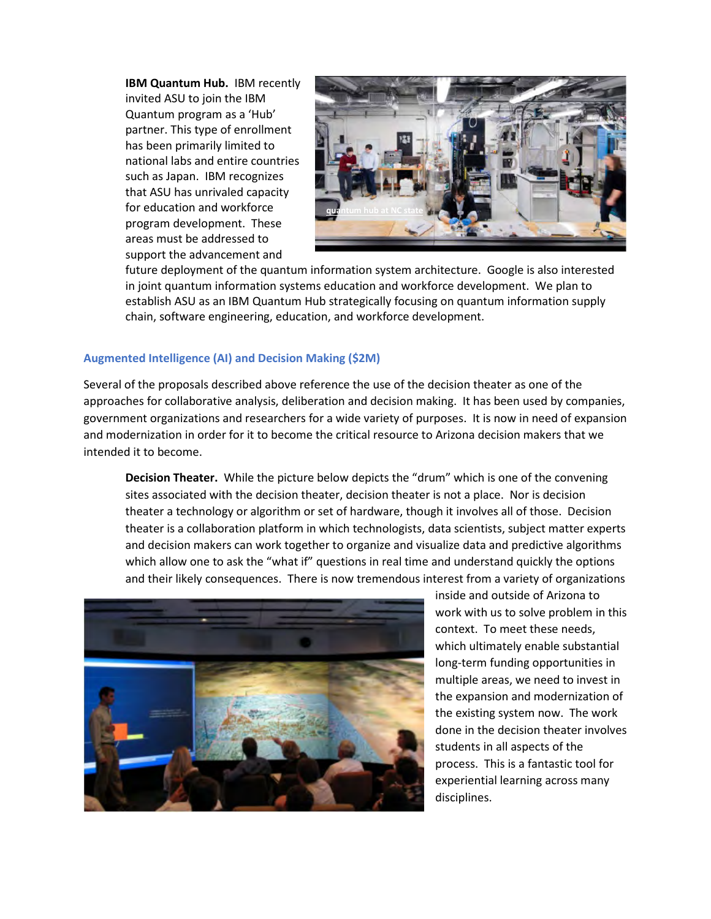**IBM Quantum Hub.** IBM recently invited ASU to join the IBM Quantum program as a 'Hub' partner. This type of enrollment has been primarily limited to national labs and entire countries such as Japan. IBM recognizes that ASU has unrivaled capacity for education and workforce program development. These areas must be addressed to support the advancement and future deployment of the quantum information system architecture. Google is also interested in joint quantum information systems education and workforce development. We plan to establish ASU as an IBM Quantum Hub strategically focusing on quantum information supply chain, software engineering, education, and workforce development.

## Augmented Intelligence (AI) and Decision Making ($2M)

Several of the proposals described above reference the use of the decision theater as one of the approaches for collaborative analysis, deliberation and decision making. It has been used by companies, government organizations and researchers for a wide variety of purposes. It is now in need of expansion and modernization in order for it to become the critical resource to Arizona decision makers that we intended it to become.

**Decision Theater.** While the picture below depicts the "drum" which is one of the convening sites associated with the decision theater, decision theater is not a place. Nor is decision theater a technology or algorithm or set of hardware, though it involves all of those. Decision theater is a collaboration platform in which technologists, data scientists, subject matter experts and decision makers can work together to organize and visualize data and predictive algorithms which allow one to ask the "what if" questions in real time and understand quickly the options and their likely consequences. There is now tremendous interest from a variety of organizations inside and outside of Arizona to work with us to solve problem in this context. To meet these needs, which ultimately enable substantial long-term funding opportunities in multiple areas, we need to invest in the expansion and modernization of the existing system now. The work done in the decision theater involves students in all aspects of the process. This is a fantastic tool for experiential learning across many disciplines.